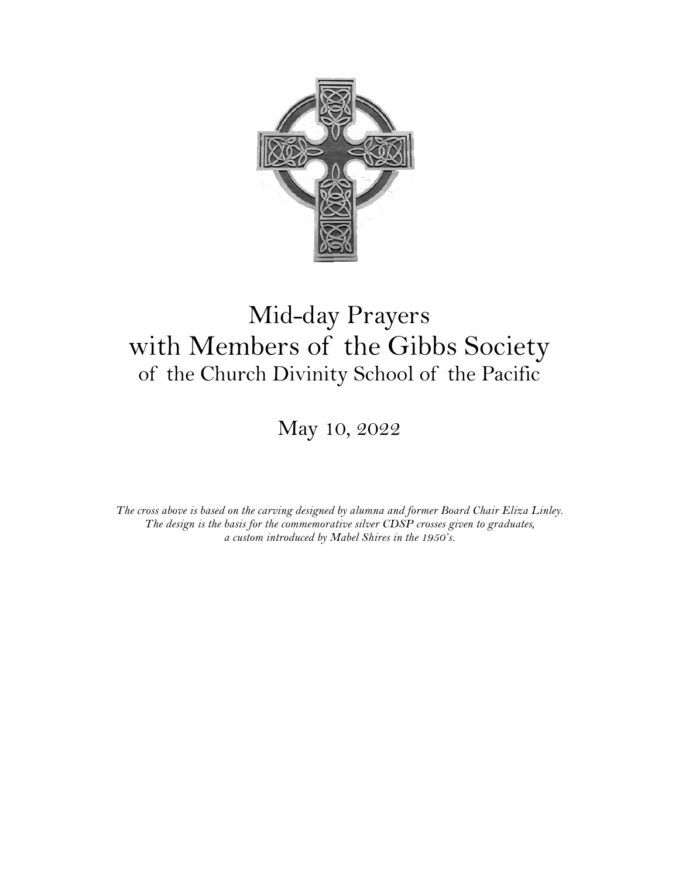# Mid-day Prayers with Members of the Gibbs Society

## of the Church Divinity School of the Pacific

May 10, 2022

*The cross above is based on the carving designed by alumna and former Board Chair Eliza Linley. The design is the basis for the commemorative silver CDSP crosses given to graduates, a custom introduced by Mabel Shires in the 1950's.*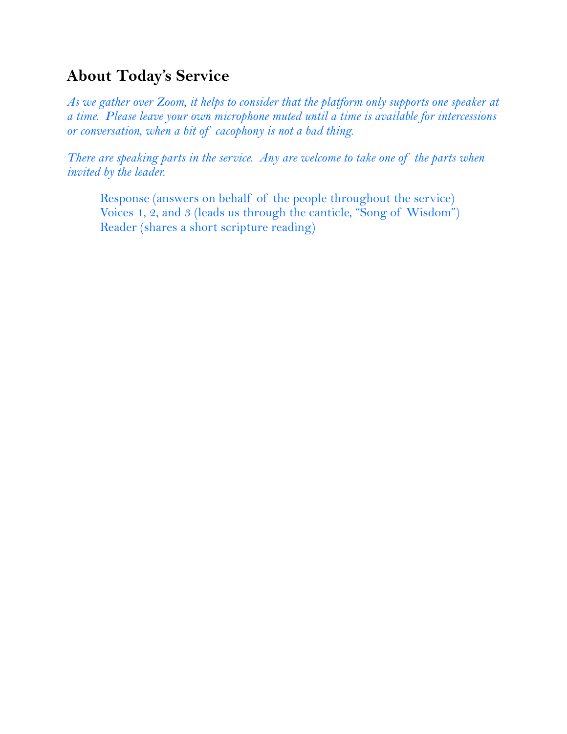## About Today's Service

*As we gather over Zoom, it helps to consider that the platform only supports one speaker at a time. Please leave your own microphone muted until a time is available for intercessions or conversation, when a bit of cacophony is not a bad thing.*

*There are speaking parts in the service. Any are welcome to take one of the parts when invited by the leader.*

Response (answers on behalf of the people throughout the service)
Voices 1, 2, and 3 (leads us through the canticle, "Song of Wisdom")
Reader (shares a short scripture reading)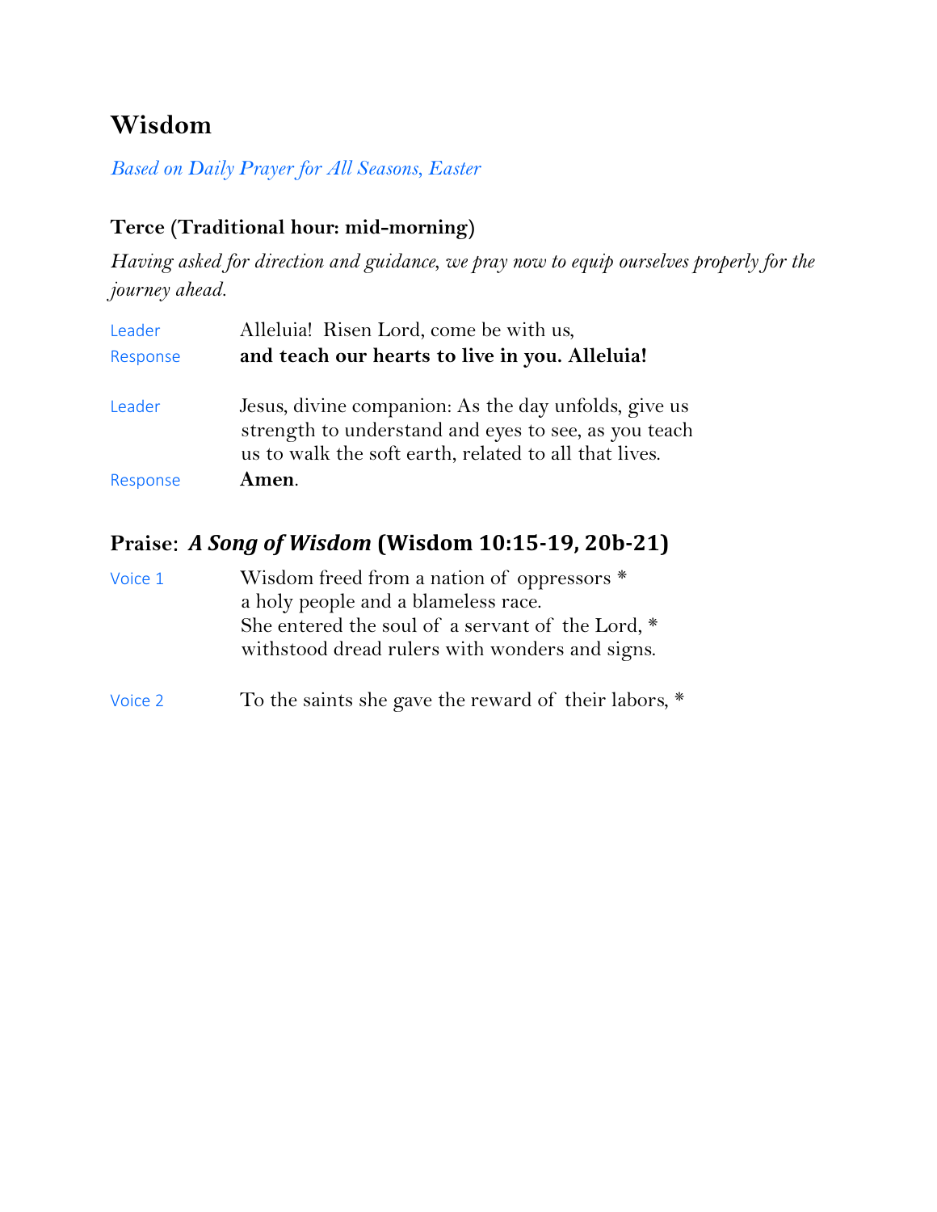# Wisdom

*Based on Daily Prayer for All Seasons, Easter*

### Terce (Traditional hour: mid-morning)

*Having asked for direction and guidance, we pray now to equip ourselves properly for the journey ahead.*

Leader — Alleluia! Risen Lord, come be with us,
Response — **and teach our hearts to live in you. Alleluia!**

Leader — Jesus, divine companion: As the day unfolds, give us strength to understand and eyes to see, as you teach us to walk the soft earth, related to all that lives.
Response — **Amen**.

### Praise: *A Song of Wisdom* (Wisdom 10:15-19, 20b-21)

Voice 1 — Wisdom freed from a nation of oppressors *
a holy people and a blameless race.
She entered the soul of a servant of the Lord, *
withstood dread rulers with wonders and signs.

Voice 2 — To the saints she gave the reward of their labors, *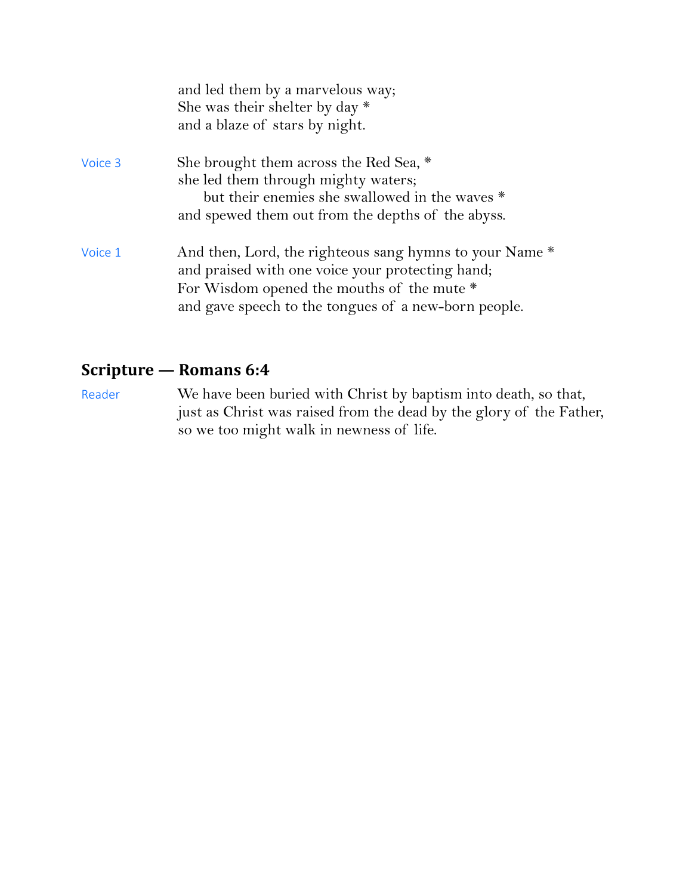and led them by a marvelous way;
She was their shelter by day *
and a blaze of stars by night.

Voice 3

She brought them across the Red Sea, *
she led them through mighty waters;
  but their enemies she swallowed in the waves *
and spewed them out from the depths of the abyss.

Voice 1

And then, Lord, the righteous sang hymns to your Name *
and praised with one voice your protecting hand;
For Wisdom opened the mouths of the mute *
and gave speech to the tongues of a new-born people.

## Scripture — Romans 6:4

Reader

We have been buried with Christ by baptism into death, so that,
just as Christ was raised from the dead by the glory of the Father,
so we too might walk in newness of life.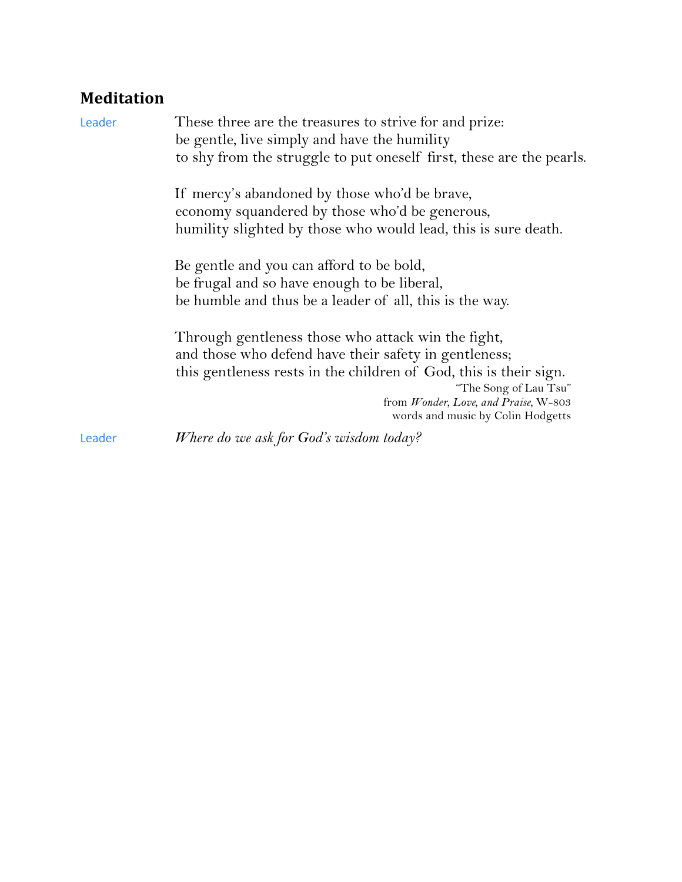## Meditation

Leader

These three are the treasures to strive for and prize:
be gentle, live simply and have the humility
to shy from the struggle to put oneself first, these are the pearls.

If mercy's abandoned by those who'd be brave,
economy squandered by those who'd be generous,
humility slighted by those who would lead, this is sure death.

Be gentle and you can afford to be bold,
be frugal and so have enough to be liberal,
be humble and thus be a leader of all, this is the way.

Through gentleness those who attack win the fight,
and those who defend have their safety in gentleness;
this gentleness rests in the children of God, this is their sign.

"The Song of Lau Tsu"
from *Wonder, Love, and Praise*, W-803
words and music by Colin Hodgetts

Leader

*Where do we ask for God's wisdom today?*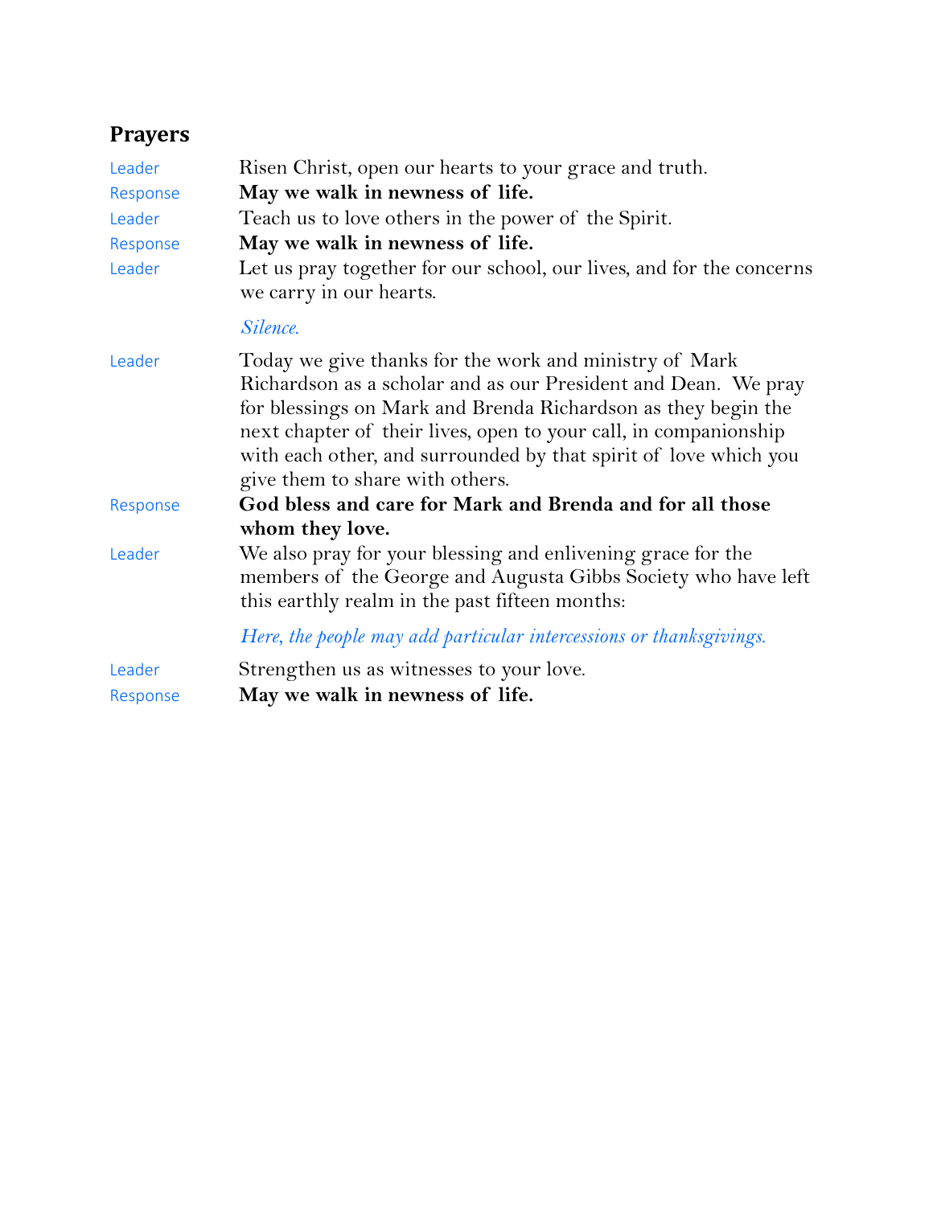## Prayers

Leader  Risen Christ, open our hearts to your grace and truth.

Response  **May we walk in newness of life.**

Leader  Teach us to love others in the power of the Spirit.

Response  **May we walk in newness of life.**

Leader  Let us pray together for our school, our lives, and for the concerns we carry in our hearts.

*Silence.*

Leader  Today we give thanks for the work and ministry of Mark Richardson as a scholar and as our President and Dean. We pray for blessings on Mark and Brenda Richardson as they begin the next chapter of their lives, open to your call, in companionship with each other, and surrounded by that spirit of love which you give them to share with others.

Response  **God bless and care for Mark and Brenda and for all those whom they love.**

Leader  We also pray for your blessing and enlivening grace for the members of the George and Augusta Gibbs Society who have left this earthly realm in the past fifteen months:

*Here, the people may add particular intercessions or thanksgivings.*

Leader  Strengthen us as witnesses to your love.

Response  **May we walk in newness of life.**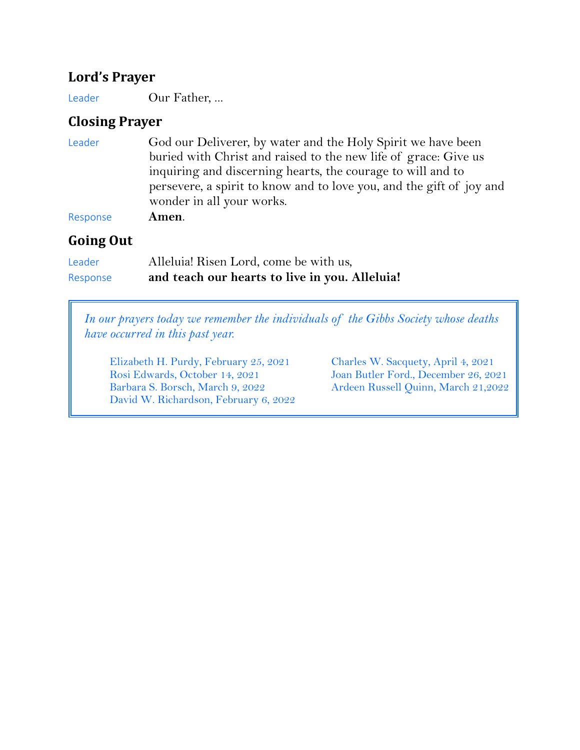## Lord's Prayer

Leader Our Father, ...

## Closing Prayer

Leader God our Deliverer, by water and the Holy Spirit we have been buried with Christ and raised to the new life of grace: Give us inquiring and discerning hearts, the courage to will and to persevere, a spirit to know and to love you, and the gift of joy and wonder in all your works.

Response **Amen**.

## Going Out

Leader Alleluia! Risen Lord, come be with us,

Response **and teach our hearts to live in you. Alleluia!**

*In our prayers today we remember the individuals of the Gibbs Society whose deaths have occurred in this past year.*

Elizabeth H. Purdy, February 25, 2021
Rosi Edwards, October 14, 2021
Barbara S. Borsch, March 9, 2022
David W. Richardson, February 6, 2022
Charles W. Sacquety, April 4, 2021
Joan Butler Ford., December 26, 2021
Ardeen Russell Quinn, March 21,2022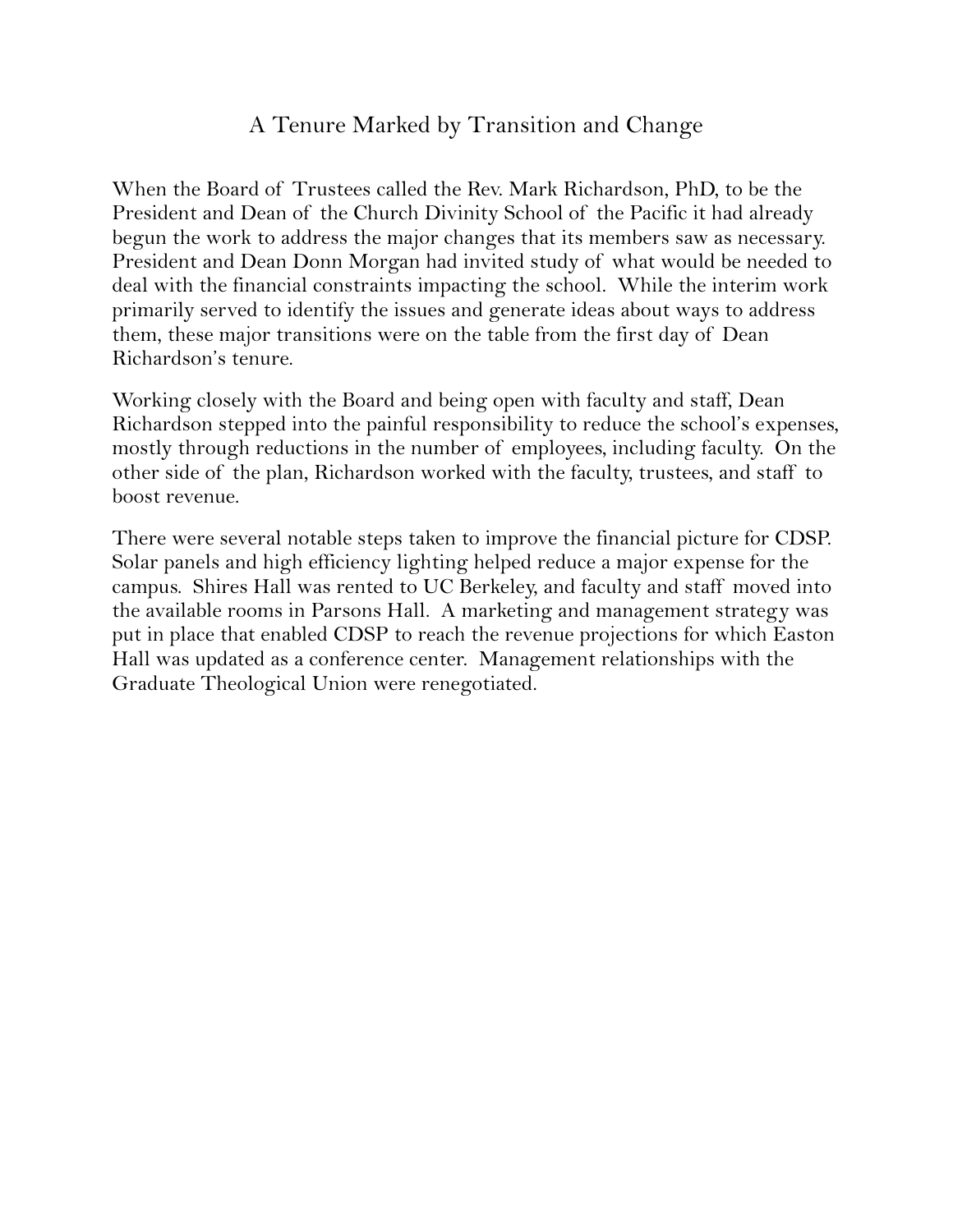# A Tenure Marked by Transition and Change

When the Board of Trustees called the Rev. Mark Richardson, PhD, to be the President and Dean of the Church Divinity School of the Pacific it had already begun the work to address the major changes that its members saw as necessary. President and Dean Donn Morgan had invited study of what would be needed to deal with the financial constraints impacting the school. While the interim work primarily served to identify the issues and generate ideas about ways to address them, these major transitions were on the table from the first day of Dean Richardson's tenure.

Working closely with the Board and being open with faculty and staff, Dean Richardson stepped into the painful responsibility to reduce the school's expenses, mostly through reductions in the number of employees, including faculty. On the other side of the plan, Richardson worked with the faculty, trustees, and staff to boost revenue.

There were several notable steps taken to improve the financial picture for CDSP. Solar panels and high efficiency lighting helped reduce a major expense for the campus. Shires Hall was rented to UC Berkeley, and faculty and staff moved into the available rooms in Parsons Hall. A marketing and management strategy was put in place that enabled CDSP to reach the revenue projections for which Easton Hall was updated as a conference center. Management relationships with the Graduate Theological Union were renegotiated.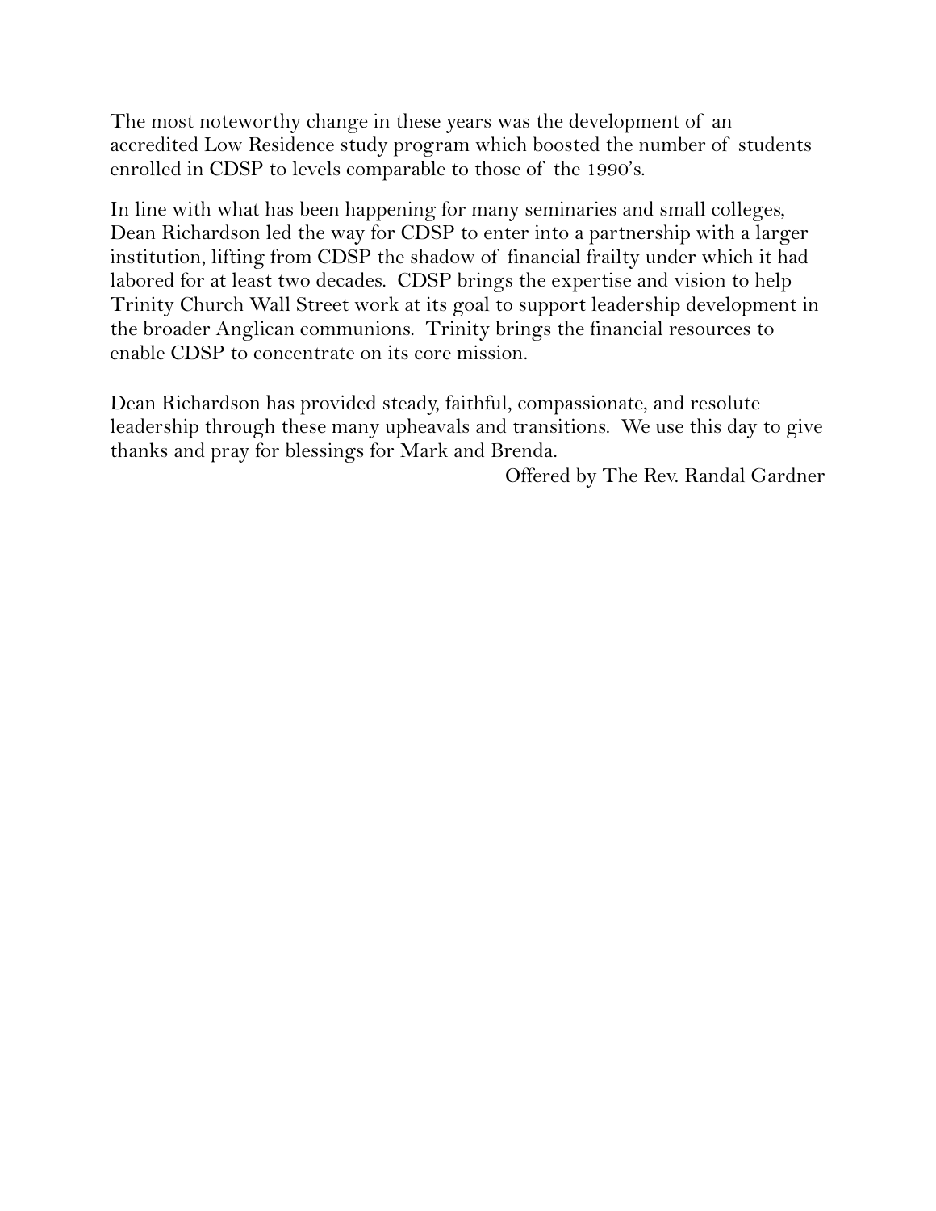The most noteworthy change in these years was the development of an accredited Low Residence study program which boosted the number of students enrolled in CDSP to levels comparable to those of the 1990's.

In line with what has been happening for many seminaries and small colleges, Dean Richardson led the way for CDSP to enter into a partnership with a larger institution, lifting from CDSP the shadow of financial frailty under which it had labored for at least two decades. CDSP brings the expertise and vision to help Trinity Church Wall Street work at its goal to support leadership development in the broader Anglican communions. Trinity brings the financial resources to enable CDSP to concentrate on its core mission.

Dean Richardson has provided steady, faithful, compassionate, and resolute leadership through these many upheavals and transitions. We use this day to give thanks and pray for blessings for Mark and Brenda.

Offered by The Rev. Randal Gardner